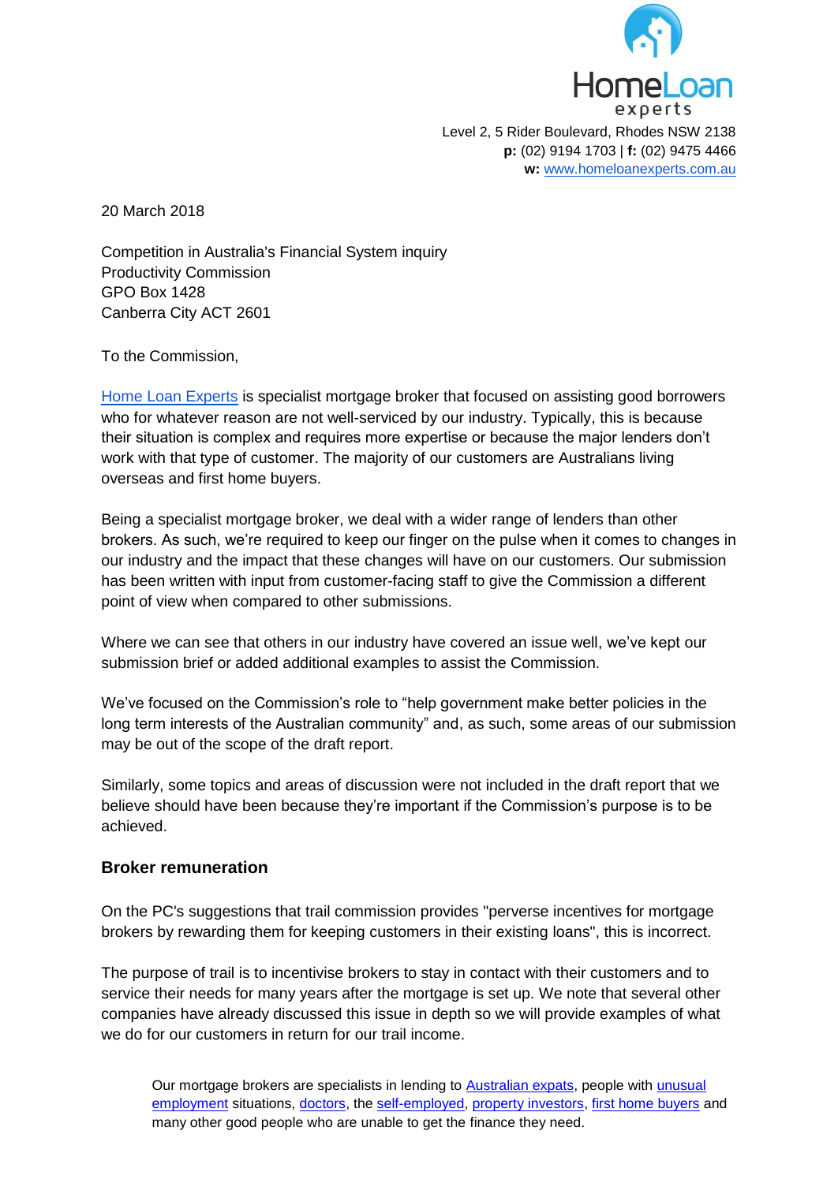HomeLoan experts

Level 2, 5 Rider Boulevard, Rhodes NSW 2138
**p:** (02) 9194 1703 | **f:** (02) 9475 4466
**w:** www.homeloanexperts.com.au

20 March 2018

Competition in Australia's Financial System inquiry
Productivity Commission
GPO Box 1428
Canberra City ACT 2601

To the Commission,

Home Loan Experts is specialist mortgage broker that focused on assisting good borrowers who for whatever reason are not well-serviced by our industry. Typically, this is because their situation is complex and requires more expertise or because the major lenders don't work with that type of customer. The majority of our customers are Australians living overseas and first home buyers.

Being a specialist mortgage broker, we deal with a wider range of lenders than other brokers. As such, we're required to keep our finger on the pulse when it comes to changes in our industry and the impact that these changes will have on our customers. Our submission has been written with input from customer-facing staff to give the Commission a different point of view when compared to other submissions.

Where we can see that others in our industry have covered an issue well, we've kept our submission brief or added additional examples to assist the Commission.

We've focused on the Commission's role to "help government make better policies in the long term interests of the Australian community" and, as such, some areas of our submission may be out of the scope of the draft report.

Similarly, some topics and areas of discussion were not included in the draft report that we believe should have been because they're important if the Commission's purpose is to be achieved.

## Broker remuneration

On the PC's suggestions that trail commission provides "perverse incentives for mortgage brokers by rewarding them for keeping customers in their existing loans", this is incorrect.

The purpose of trail is to incentivise brokers to stay in contact with their customers and to service their needs for many years after the mortgage is set up. We note that several other companies have already discussed this issue in depth so we will provide examples of what we do for our customers in return for our trail income.

Our mortgage brokers are specialists in lending to Australian expats, people with unusual employment situations, doctors, the self-employed, property investors, first home buyers and many other good people who are unable to get the finance they need.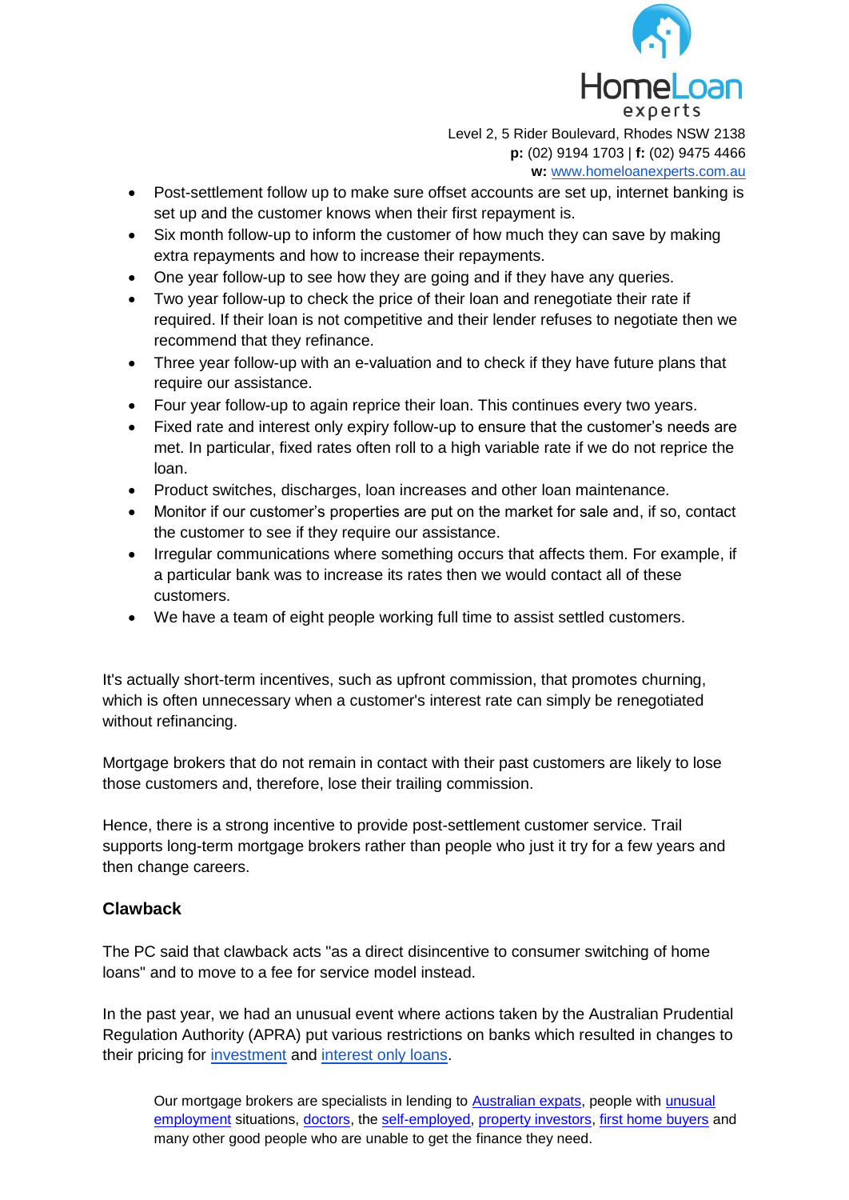- Post-settlement follow up to make sure offset accounts are set up, internet banking is set up and the customer knows when their first repayment is.
- Six month follow-up to inform the customer of how much they can save by making extra repayments and how to increase their repayments.
- One year follow-up to see how they are going and if they have any queries.
- Two year follow-up to check the price of their loan and renegotiate their rate if required. If their loan is not competitive and their lender refuses to negotiate then we recommend that they refinance.
- Three year follow-up with an e-valuation and to check if they have future plans that require our assistance.
- Four year follow-up to again reprice their loan. This continues every two years.
- Fixed rate and interest only expiry follow-up to ensure that the customer's needs are met. In particular, fixed rates often roll to a high variable rate if we do not reprice the loan.
- Product switches, discharges, loan increases and other loan maintenance.
- Monitor if our customer's properties are put on the market for sale and, if so, contact the customer to see if they require our assistance.
- Irregular communications where something occurs that affects them. For example, if a particular bank was to increase its rates then we would contact all of these customers.
- We have a team of eight people working full time to assist settled customers.

It's actually short-term incentives, such as upfront commission, that promotes churning, which is often unnecessary when a customer's interest rate can simply be renegotiated without refinancing.

Mortgage brokers that do not remain in contact with their past customers are likely to lose those customers and, therefore, lose their trailing commission.

Hence, there is a strong incentive to provide post-settlement customer service. Trail supports long-term mortgage brokers rather than people who just it try for a few years and then change careers.

### Clawback

The PC said that clawback acts "as a direct disincentive to consumer switching of home loans" and to move to a fee for service model instead.

In the past year, we had an unusual event where actions taken by the Australian Prudential Regulation Authority (APRA) put various restrictions on banks which resulted in changes to their pricing for investment and interest only loans.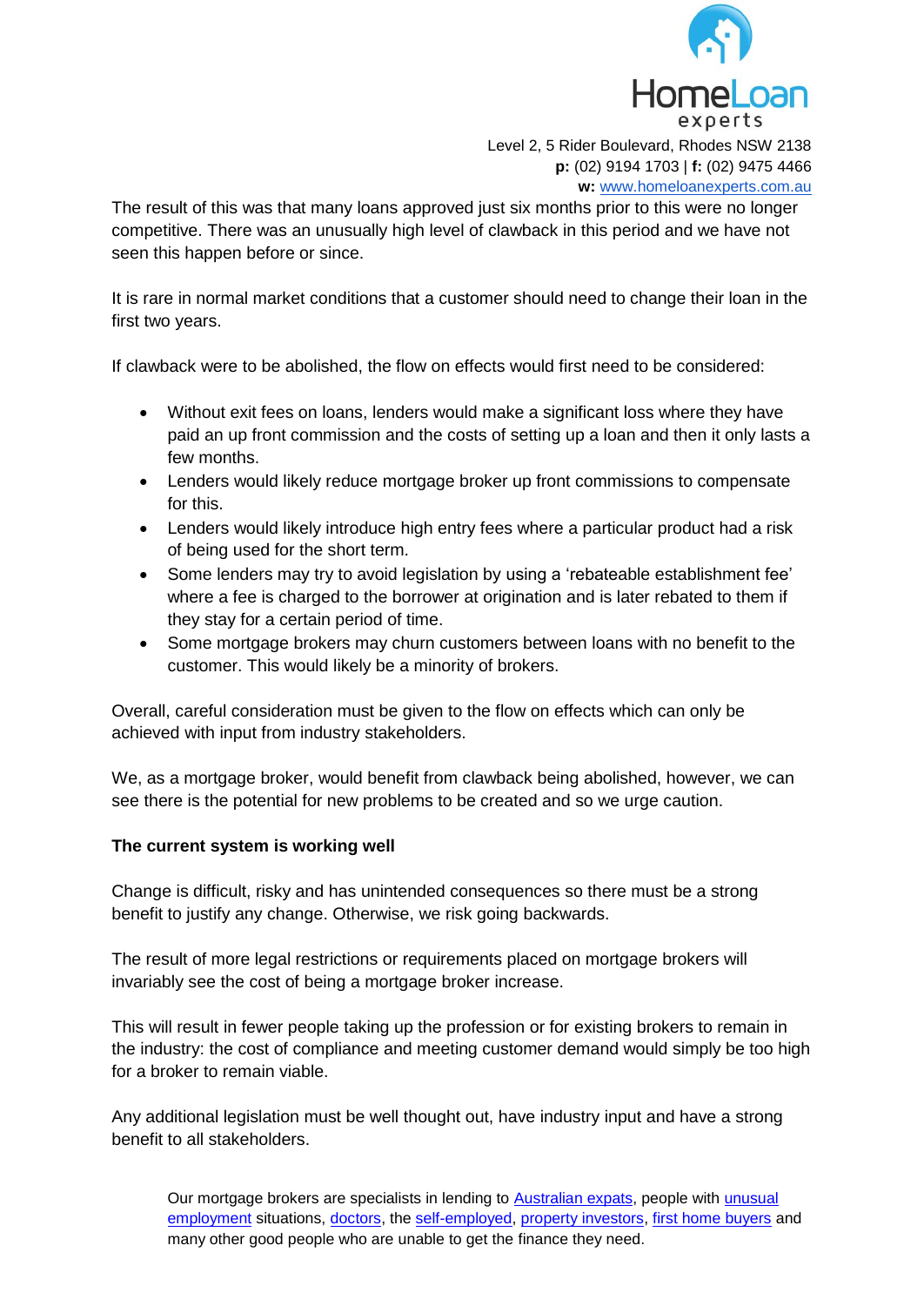The result of this was that many loans approved just six months prior to this were no longer competitive. There was an unusually high level of clawback in this period and we have not seen this happen before or since.

It is rare in normal market conditions that a customer should need to change their loan in the first two years.

If clawback were to be abolished, the flow on effects would first need to be considered:

- Without exit fees on loans, lenders would make a significant loss where they have paid an up front commission and the costs of setting up a loan and then it only lasts a few months.
- Lenders would likely reduce mortgage broker up front commissions to compensate for this.
- Lenders would likely introduce high entry fees where a particular product had a risk of being used for the short term.
- Some lenders may try to avoid legislation by using a 'rebateable establishment fee' where a fee is charged to the borrower at origination and is later rebated to them if they stay for a certain period of time.
- Some mortgage brokers may churn customers between loans with no benefit to the customer. This would likely be a minority of brokers.

Overall, careful consideration must be given to the flow on effects which can only be achieved with input from industry stakeholders.

We, as a mortgage broker, would benefit from clawback being abolished, however, we can see there is the potential for new problems to be created and so we urge caution.

**The current system is working well**

Change is difficult, risky and has unintended consequences so there must be a strong benefit to justify any change. Otherwise, we risk going backwards.

The result of more legal restrictions or requirements placed on mortgage brokers will invariably see the cost of being a mortgage broker increase.

This will result in fewer people taking up the profession or for existing brokers to remain in the industry: the cost of compliance and meeting customer demand would simply be too high for a broker to remain viable.

Any additional legislation must be well thought out, have industry input and have a strong benefit to all stakeholders.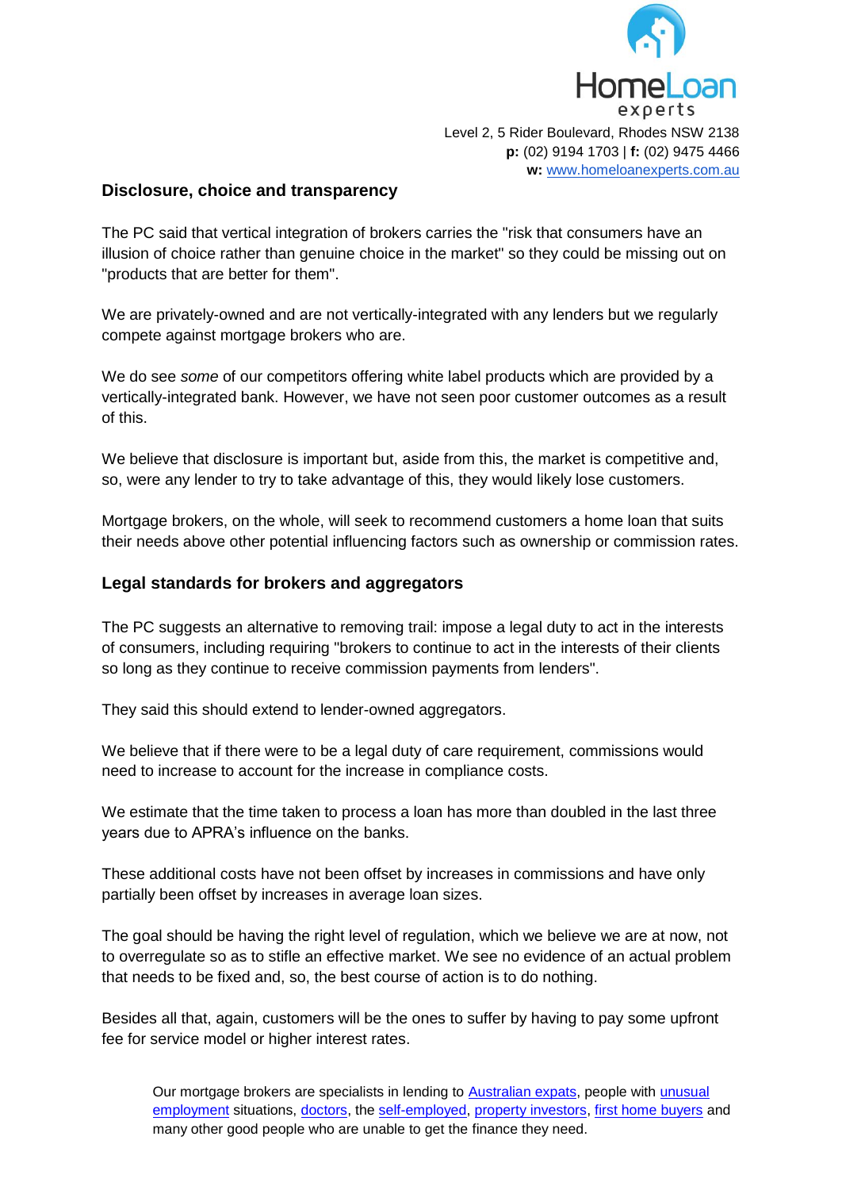## Disclosure, choice and transparency

The PC said that vertical integration of brokers carries the "risk that consumers have an illusion of choice rather than genuine choice in the market" so they could be missing out on "products that are better for them".

We are privately-owned and are not vertically-integrated with any lenders but we regularly compete against mortgage brokers who are.

We do see *some* of our competitors offering white label products which are provided by a vertically-integrated bank. However, we have not seen poor customer outcomes as a result of this.

We believe that disclosure is important but, aside from this, the market is competitive and, so, were any lender to try to take advantage of this, they would likely lose customers.

Mortgage brokers, on the whole, will seek to recommend customers a home loan that suits their needs above other potential influencing factors such as ownership or commission rates.

## Legal standards for brokers and aggregators

The PC suggests an alternative to removing trail: impose a legal duty to act in the interests of consumers, including requiring "brokers to continue to act in the interests of their clients so long as they continue to receive commission payments from lenders".

They said this should extend to lender-owned aggregators.

We believe that if there were to be a legal duty of care requirement, commissions would need to increase to account for the increase in compliance costs.

We estimate that the time taken to process a loan has more than doubled in the last three years due to APRA's influence on the banks.

These additional costs have not been offset by increases in commissions and have only partially been offset by increases in average loan sizes.

The goal should be having the right level of regulation, which we believe we are at now, not to overregulate so as to stifle an effective market. We see no evidence of an actual problem that needs to be fixed and, so, the best course of action is to do nothing.

Besides all that, again, customers will be the ones to suffer by having to pay some upfront fee for service model or higher interest rates.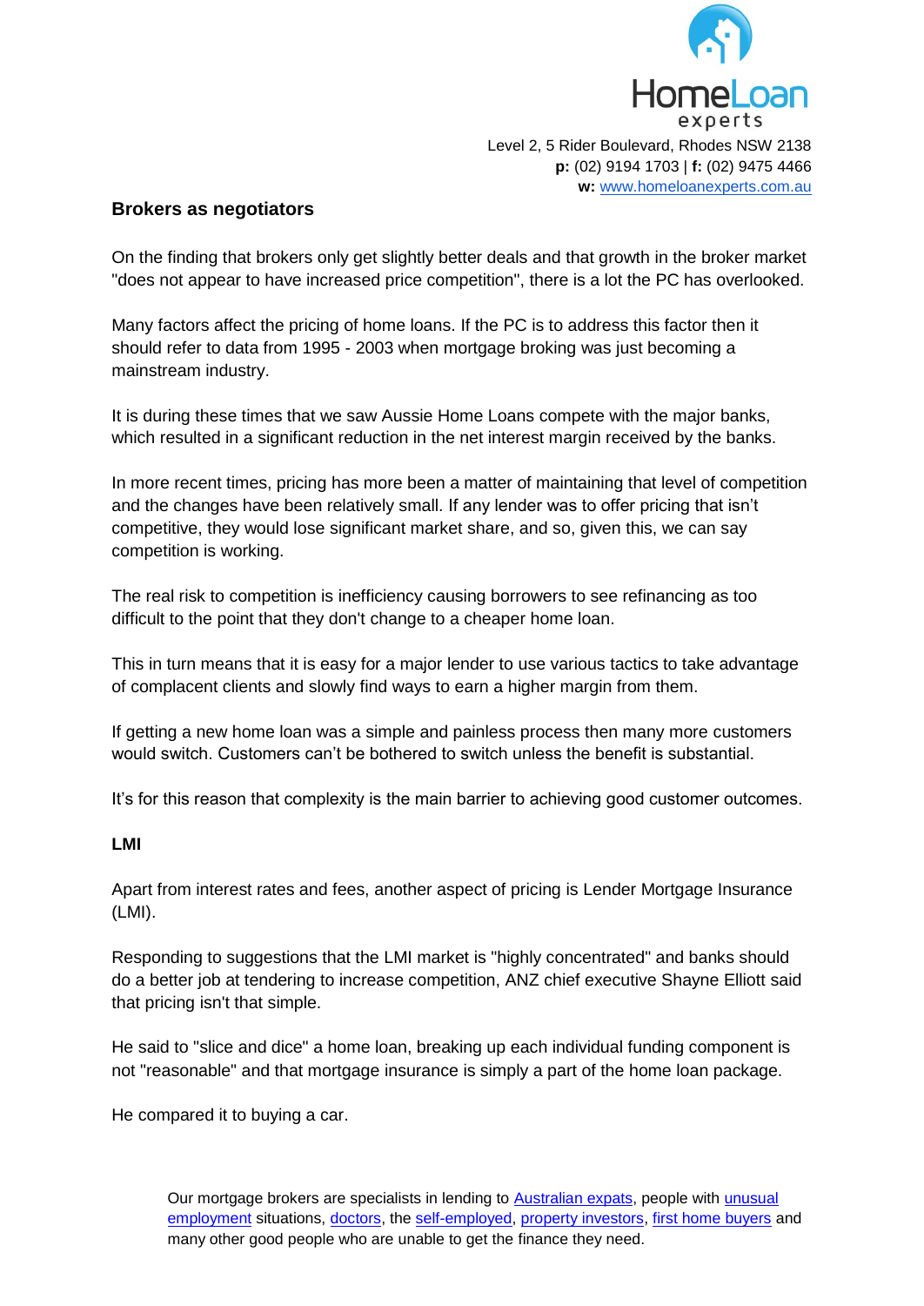## Brokers as negotiators

On the finding that brokers only get slightly better deals and that growth in the broker market "does not appear to have increased price competition", there is a lot the PC has overlooked.

Many factors affect the pricing of home loans. If the PC is to address this factor then it should refer to data from 1995 - 2003 when mortgage broking was just becoming a mainstream industry.

It is during these times that we saw Aussie Home Loans compete with the major banks, which resulted in a significant reduction in the net interest margin received by the banks.

In more recent times, pricing has more been a matter of maintaining that level of competition and the changes have been relatively small. If any lender was to offer pricing that isn't competitive, they would lose significant market share, and so, given this, we can say competition is working.

The real risk to competition is inefficiency causing borrowers to see refinancing as too difficult to the point that they don't change to a cheaper home loan.

This in turn means that it is easy for a major lender to use various tactics to take advantage of complacent clients and slowly find ways to earn a higher margin from them.

If getting a new home loan was a simple and painless process then many more customers would switch. Customers can't be bothered to switch unless the benefit is substantial.

It's for this reason that complexity is the main barrier to achieving good customer outcomes.

### LMI

Apart from interest rates and fees, another aspect of pricing is Lender Mortgage Insurance (LMI).

Responding to suggestions that the LMI market is "highly concentrated" and banks should do a better job at tendering to increase competition, ANZ chief executive Shayne Elliott said that pricing isn't that simple.

He said to "slice and dice" a home loan, breaking up each individual funding component is not "reasonable" and that mortgage insurance is simply a part of the home loan package.

He compared it to buying a car.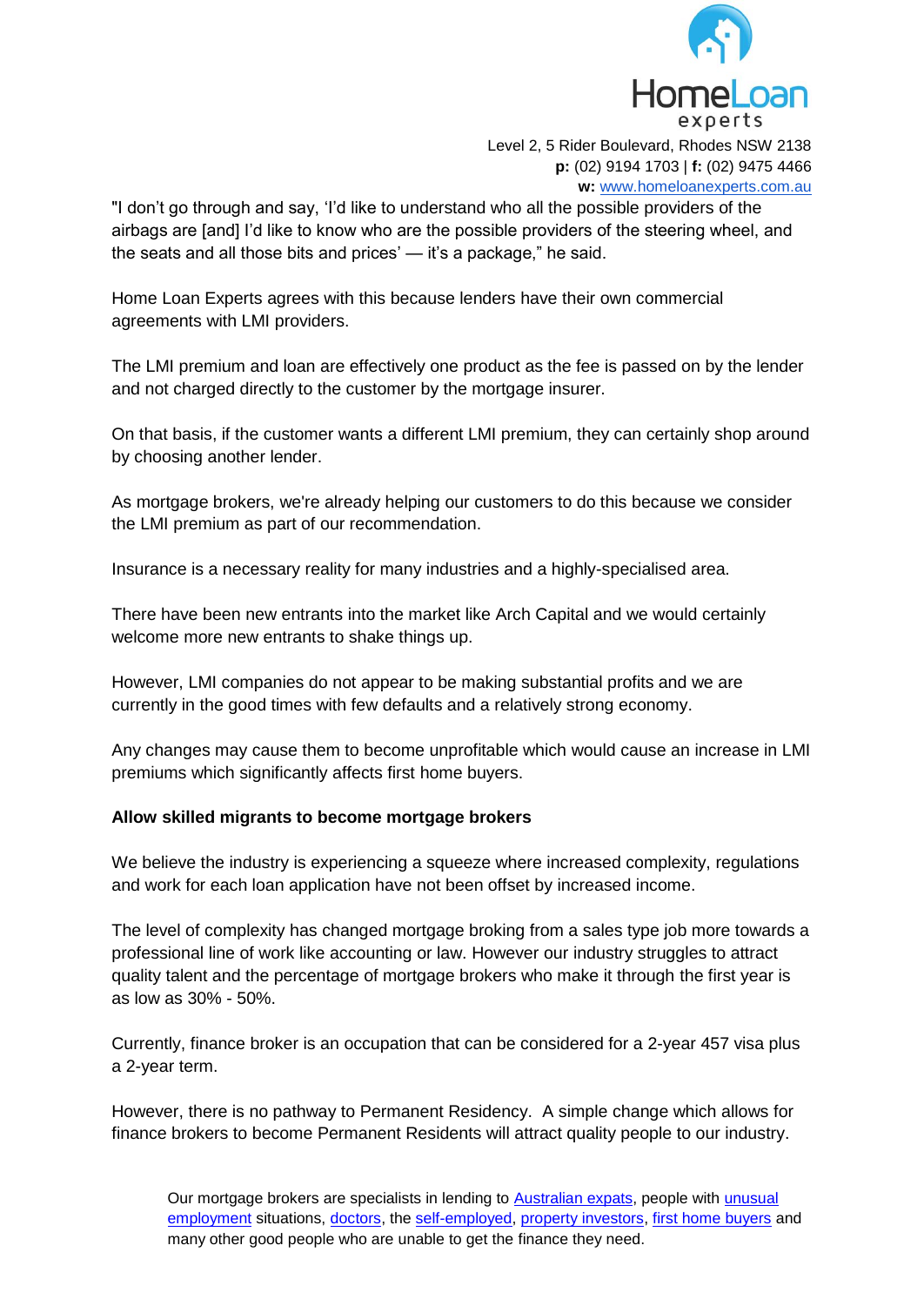"I don't go through and say, 'I'd like to understand who all the possible providers of the airbags are [and] I'd like to know who are the possible providers of the steering wheel, and the seats and all those bits and prices' — it's a package," he said.

Home Loan Experts agrees with this because lenders have their own commercial agreements with LMI providers.

The LMI premium and loan are effectively one product as the fee is passed on by the lender and not charged directly to the customer by the mortgage insurer.

On that basis, if the customer wants a different LMI premium, they can certainly shop around by choosing another lender.

As mortgage brokers, we're already helping our customers to do this because we consider the LMI premium as part of our recommendation.

Insurance is a necessary reality for many industries and a highly-specialised area.

There have been new entrants into the market like Arch Capital and we would certainly welcome more new entrants to shake things up.

However, LMI companies do not appear to be making substantial profits and we are currently in the good times with few defaults and a relatively strong economy.

Any changes may cause them to become unprofitable which would cause an increase in LMI premiums which significantly affects first home buyers.

**Allow skilled migrants to become mortgage brokers**

We believe the industry is experiencing a squeeze where increased complexity, regulations and work for each loan application have not been offset by increased income.

The level of complexity has changed mortgage broking from a sales type job more towards a professional line of work like accounting or law. However our industry struggles to attract quality talent and the percentage of mortgage brokers who make it through the first year is as low as 30% - 50%.

Currently, finance broker is an occupation that can be considered for a 2-year 457 visa plus a 2-year term.

However, there is no pathway to Permanent Residency. A simple change which allows for finance brokers to become Permanent Residents will attract quality people to our industry.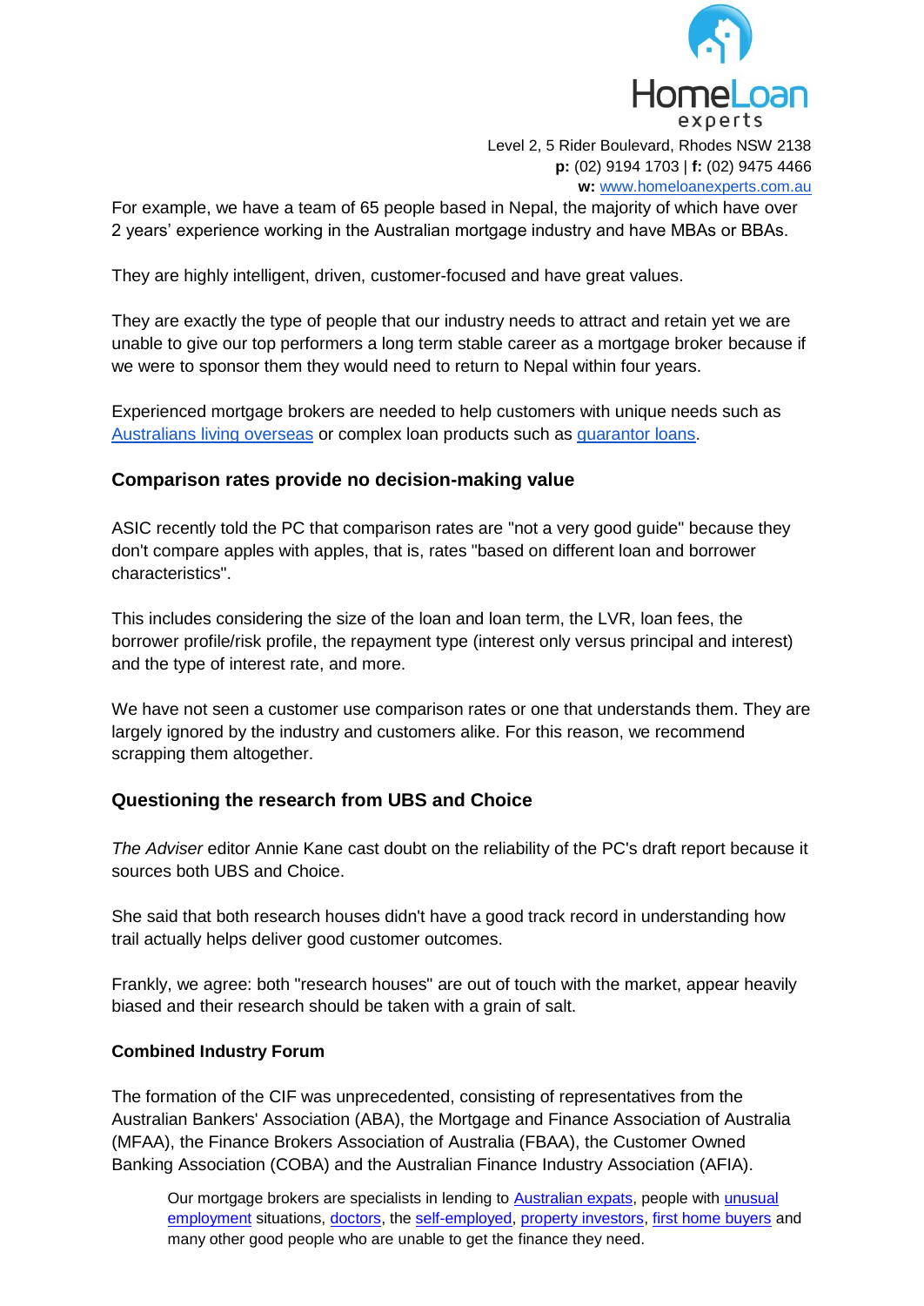For example, we have a team of 65 people based in Nepal, the majority of which have over 2 years' experience working in the Australian mortgage industry and have MBAs or BBAs.

They are highly intelligent, driven, customer-focused and have great values.

They are exactly the type of people that our industry needs to attract and retain yet we are unable to give our top performers a long term stable career as a mortgage broker because if we were to sponsor them they would need to return to Nepal within four years.

Experienced mortgage brokers are needed to help customers with unique needs such as Australians living overseas or complex loan products such as guarantor loans.

### Comparison rates provide no decision-making value

ASIC recently told the PC that comparison rates are "not a very good guide" because they don't compare apples with apples, that is, rates "based on different loan and borrower characteristics".

This includes considering the size of the loan and loan term, the LVR, loan fees, the borrower profile/risk profile, the repayment type (interest only versus principal and interest) and the type of interest rate, and more.

We have not seen a customer use comparison rates or one that understands them. They are largely ignored by the industry and customers alike. For this reason, we recommend scrapping them altogether.

### Questioning the research from UBS and Choice

*The Adviser* editor Annie Kane cast doubt on the reliability of the PC's draft report because it sources both UBS and Choice.

She said that both research houses didn't have a good track record in understanding how trail actually helps deliver good customer outcomes.

Frankly, we agree: both "research houses" are out of touch with the market, appear heavily biased and their research should be taken with a grain of salt.

#### Combined Industry Forum

The formation of the CIF was unprecedented, consisting of representatives from the Australian Bankers' Association (ABA), the Mortgage and Finance Association of Australia (MFAA), the Finance Brokers Association of Australia (FBAA), the Customer Owned Banking Association (COBA) and the Australian Finance Industry Association (AFIA).

Our mortgage brokers are specialists in lending to Australian expats, people with unusual employment situations, doctors, the self-employed, property investors, first home buyers and many other good people who are unable to get the finance they need.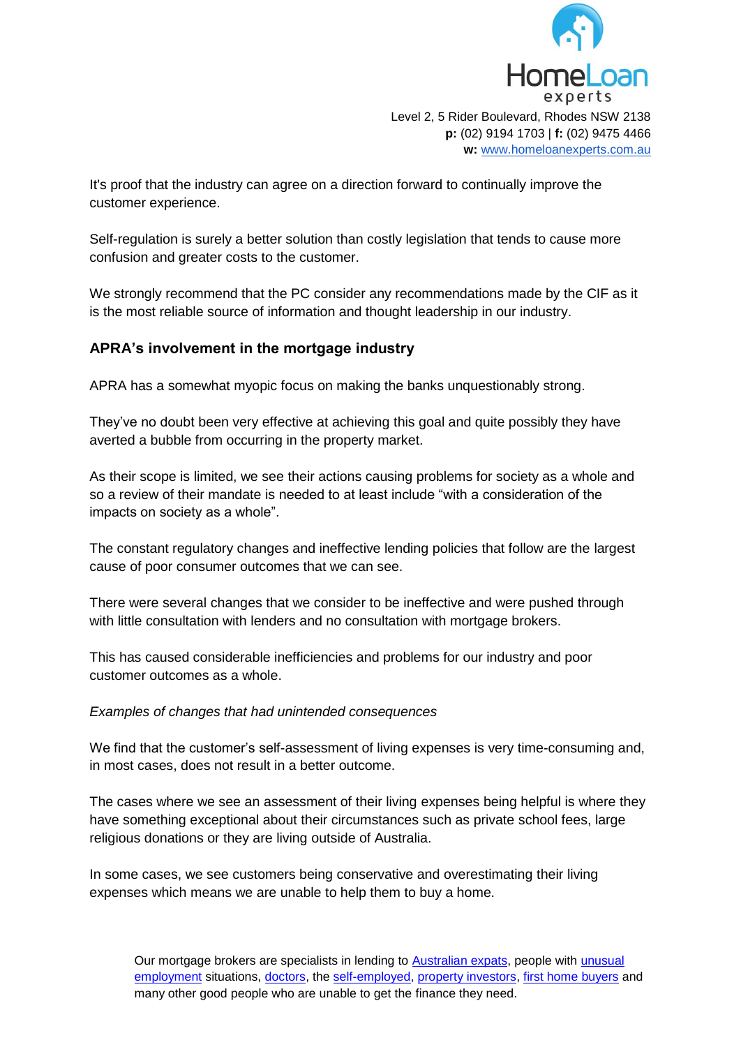It's proof that the industry can agree on a direction forward to continually improve the customer experience.

Self-regulation is surely a better solution than costly legislation that tends to cause more confusion and greater costs to the customer.

We strongly recommend that the PC consider any recommendations made by the CIF as it is the most reliable source of information and thought leadership in our industry.

## APRA's involvement in the mortgage industry

APRA has a somewhat myopic focus on making the banks unquestionably strong.

They've no doubt been very effective at achieving this goal and quite possibly they have averted a bubble from occurring in the property market.

As their scope is limited, we see their actions causing problems for society as a whole and so a review of their mandate is needed to at least include "with a consideration of the impacts on society as a whole".

The constant regulatory changes and ineffective lending policies that follow are the largest cause of poor consumer outcomes that we can see.

There were several changes that we consider to be ineffective and were pushed through with little consultation with lenders and no consultation with mortgage brokers.

This has caused considerable inefficiencies and problems for our industry and poor customer outcomes as a whole.

*Examples of changes that had unintended consequences*

We find that the customer's self-assessment of living expenses is very time-consuming and, in most cases, does not result in a better outcome.

The cases where we see an assessment of their living expenses being helpful is where they have something exceptional about their circumstances such as private school fees, large religious donations or they are living outside of Australia.

In some cases, we see customers being conservative and overestimating their living expenses which means we are unable to help them to buy a home.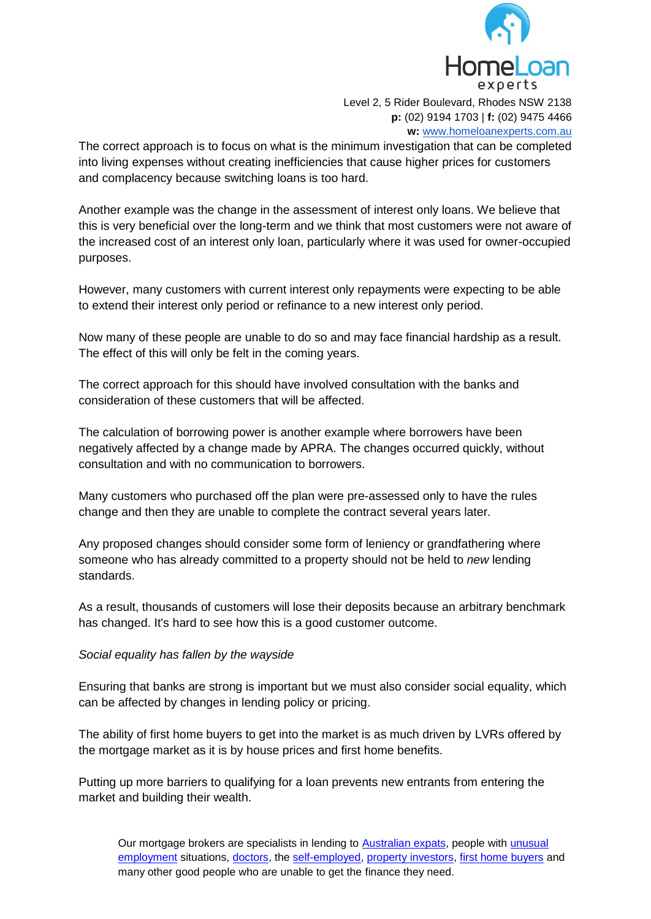The correct approach is to focus on what is the minimum investigation that can be completed into living expenses without creating inefficiencies that cause higher prices for customers and complacency because switching loans is too hard.

Another example was the change in the assessment of interest only loans. We believe that this is very beneficial over the long-term and we think that most customers were not aware of the increased cost of an interest only loan, particularly where it was used for owner-occupied purposes.

However, many customers with current interest only repayments were expecting to be able to extend their interest only period or refinance to a new interest only period.

Now many of these people are unable to do so and may face financial hardship as a result. The effect of this will only be felt in the coming years.

The correct approach for this should have involved consultation with the banks and consideration of these customers that will be affected.

The calculation of borrowing power is another example where borrowers have been negatively affected by a change made by APRA. The changes occurred quickly, without consultation and with no communication to borrowers.

Many customers who purchased off the plan were pre-assessed only to have the rules change and then they are unable to complete the contract several years later.

Any proposed changes should consider some form of leniency or grandfathering where someone who has already committed to a property should not be held to *new* lending standards.

As a result, thousands of customers will lose their deposits because an arbitrary benchmark has changed. It's hard to see how this is a good customer outcome.

*Social equality has fallen by the wayside*

Ensuring that banks are strong is important but we must also consider social equality, which can be affected by changes in lending policy or pricing.

The ability of first home buyers to get into the market is as much driven by LVRs offered by the mortgage market as it is by house prices and first home benefits.

Putting up more barriers to qualifying for a loan prevents new entrants from entering the market and building their wealth.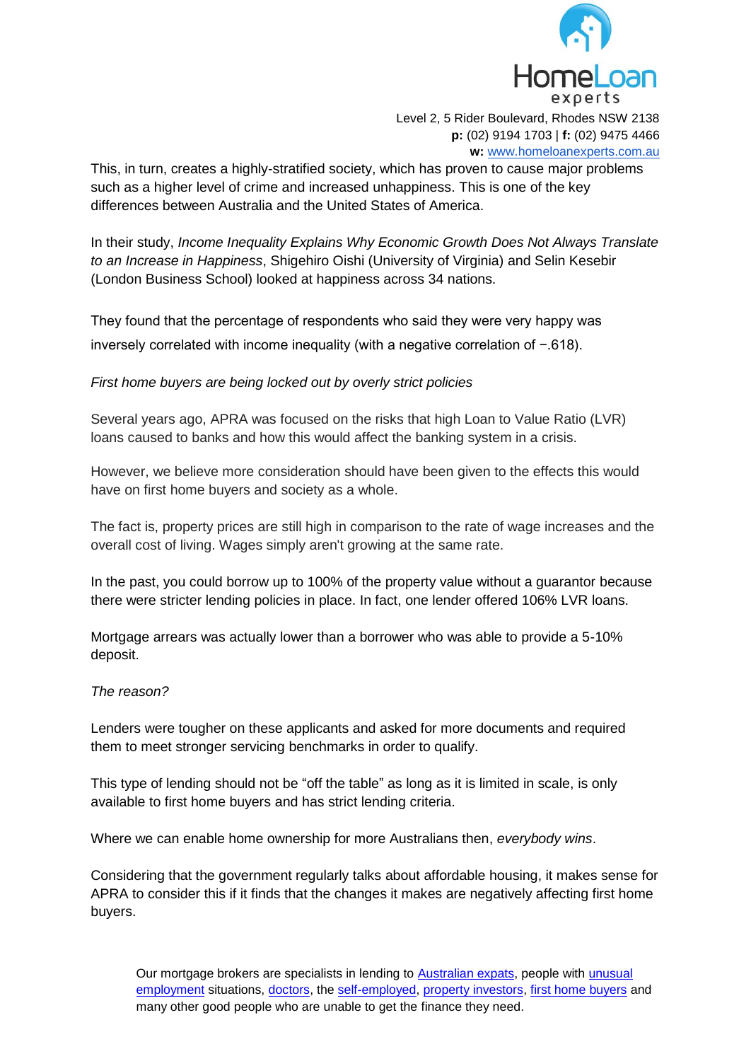This, in turn, creates a highly-stratified society, which has proven to cause major problems such as a higher level of crime and increased unhappiness. This is one of the key differences between Australia and the United States of America.

In their study, *Income Inequality Explains Why Economic Growth Does Not Always Translate to an Increase in Happiness*, Shigehiro Oishi (University of Virginia) and Selin Kesebir (London Business School) looked at happiness across 34 nations.

They found that the percentage of respondents who said they were very happy was inversely correlated with income inequality (with a negative correlation of −.618).

*First home buyers are being locked out by overly strict policies*

Several years ago, APRA was focused on the risks that high Loan to Value Ratio (LVR) loans caused to banks and how this would affect the banking system in a crisis.

However, we believe more consideration should have been given to the effects this would have on first home buyers and society as a whole.

The fact is, property prices are still high in comparison to the rate of wage increases and the overall cost of living. Wages simply aren't growing at the same rate.

In the past, you could borrow up to 100% of the property value without a guarantor because there were stricter lending policies in place. In fact, one lender offered 106% LVR loans.

Mortgage arrears was actually lower than a borrower who was able to provide a 5-10% deposit.

*The reason?*

Lenders were tougher on these applicants and asked for more documents and required them to meet stronger servicing benchmarks in order to qualify.

This type of lending should not be "off the table" as long as it is limited in scale, is only available to first home buyers and has strict lending criteria.

Where we can enable home ownership for more Australians then, *everybody wins*.

Considering that the government regularly talks about affordable housing, it makes sense for APRA to consider this if it finds that the changes it makes are negatively affecting first home buyers.

Our mortgage brokers are specialists in lending to [Australian expats](), people with [unusual employment]() situations, [doctors](), the [self-employed](), [property investors](), [first home buyers]() and many other good people who are unable to get the finance they need.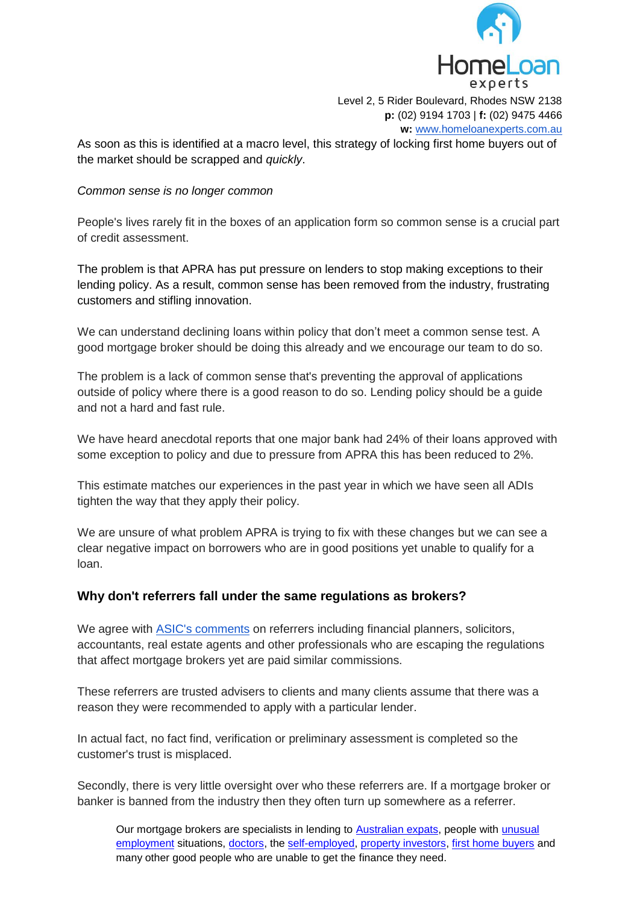As soon as this is identified at a macro level, this strategy of locking first home buyers out of the market should be scrapped and *quickly*.

*Common sense is no longer common*

People's lives rarely fit in the boxes of an application form so common sense is a crucial part of credit assessment.

The problem is that APRA has put pressure on lenders to stop making exceptions to their lending policy. As a result, common sense has been removed from the industry, frustrating customers and stifling innovation.

We can understand declining loans within policy that don't meet a common sense test. A good mortgage broker should be doing this already and we encourage our team to do so.

The problem is a lack of common sense that's preventing the approval of applications outside of policy where there is a good reason to do so. Lending policy should be a guide and not a hard and fast rule.

We have heard anecdotal reports that one major bank had 24% of their loans approved with some exception to policy and due to pressure from APRA this has been reduced to 2%.

This estimate matches our experiences in the past year in which we have seen all ADIs tighten the way that they apply their policy.

We are unsure of what problem APRA is trying to fix with these changes but we can see a clear negative impact on borrowers who are in good positions yet unable to qualify for a loan.

## Why don't referrers fall under the same regulations as brokers?

We agree with ASIC's comments on referrers including financial planners, solicitors, accountants, real estate agents and other professionals who are escaping the regulations that affect mortgage brokers yet are paid similar commissions.

These referrers are trusted advisers to clients and many clients assume that there was a reason they were recommended to apply with a particular lender.

In actual fact, no fact find, verification or preliminary assessment is completed so the customer's trust is misplaced.

Secondly, there is very little oversight over who these referrers are. If a mortgage broker or banker is banned from the industry then they often turn up somewhere as a referrer.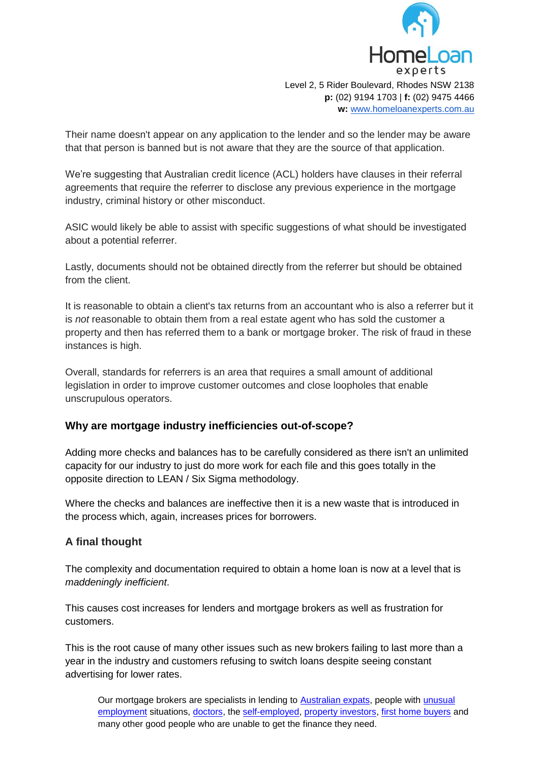Their name doesn't appear on any application to the lender and so the lender may be aware that that person is banned but is not aware that they are the source of that application.

We're suggesting that Australian credit licence (ACL) holders have clauses in their referral agreements that require the referrer to disclose any previous experience in the mortgage industry, criminal history or other misconduct.

ASIC would likely be able to assist with specific suggestions of what should be investigated about a potential referrer.

Lastly, documents should not be obtained directly from the referrer but should be obtained from the client.

It is reasonable to obtain a client's tax returns from an accountant who is also a referrer but it is *not* reasonable to obtain them from a real estate agent who has sold the customer a property and then has referred them to a bank or mortgage broker. The risk of fraud in these instances is high.

Overall, standards for referrers is an area that requires a small amount of additional legislation in order to improve customer outcomes and close loopholes that enable unscrupulous operators.

### Why are mortgage industry inefficiencies out-of-scope?

Adding more checks and balances has to be carefully considered as there isn't an unlimited capacity for our industry to just do more work for each file and this goes totally in the opposite direction to LEAN / Six Sigma methodology.

Where the checks and balances are ineffective then it is a new waste that is introduced in the process which, again, increases prices for borrowers.

### A final thought

The complexity and documentation required to obtain a home loan is now at a level that is *maddeningly inefficient*.

This causes cost increases for lenders and mortgage brokers as well as frustration for customers.

This is the root cause of many other issues such as new brokers failing to last more than a year in the industry and customers refusing to switch loans despite seeing constant advertising for lower rates.

Our mortgage brokers are specialists in lending to Australian expats, people with unusual employment situations, doctors, the self-employed, property investors, first home buyers and many other good people who are unable to get the finance they need.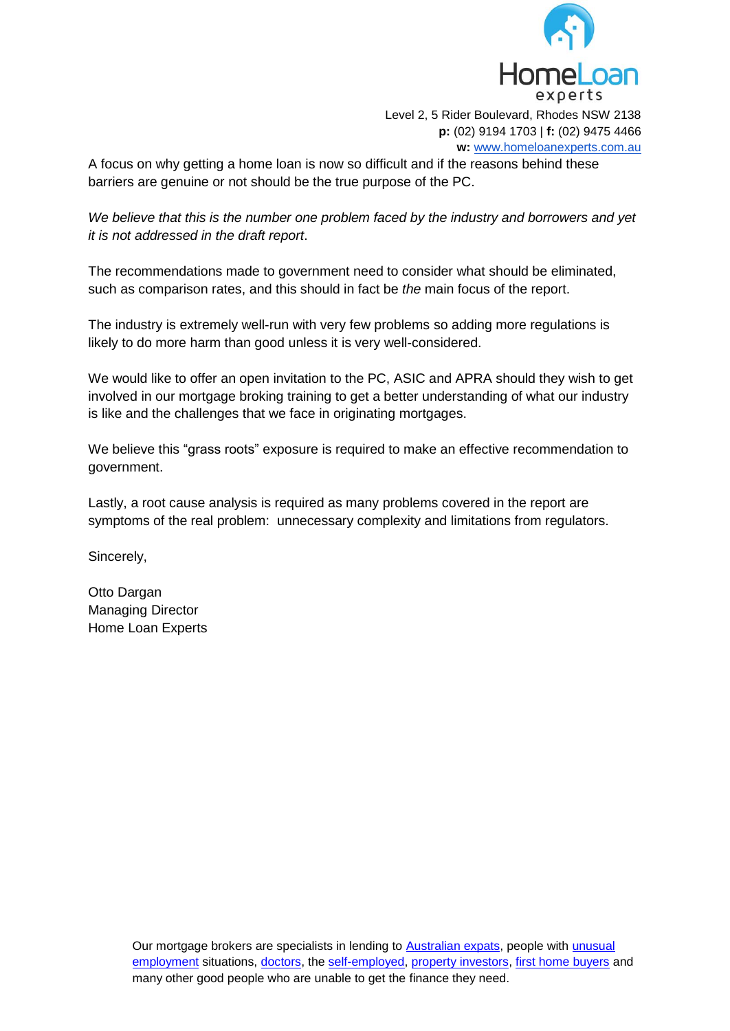A focus on why getting a home loan is now so difficult and if the reasons behind these barriers are genuine or not should be the true purpose of the PC.

*We believe that this is the number one problem faced by the industry and borrowers and yet it is not addressed in the draft report*.

The recommendations made to government need to consider what should be eliminated, such as comparison rates, and this should in fact be *the* main focus of the report.

The industry is extremely well-run with very few problems so adding more regulations is likely to do more harm than good unless it is very well-considered.

We would like to offer an open invitation to the PC, ASIC and APRA should they wish to get involved in our mortgage broking training to get a better understanding of what our industry is like and the challenges that we face in originating mortgages.

We believe this "grass roots" exposure is required to make an effective recommendation to government.

Lastly, a root cause analysis is required as many problems covered in the report are symptoms of the real problem: unnecessary complexity and limitations from regulators.

Sincerely,

Otto Dargan
Managing Director
Home Loan Experts